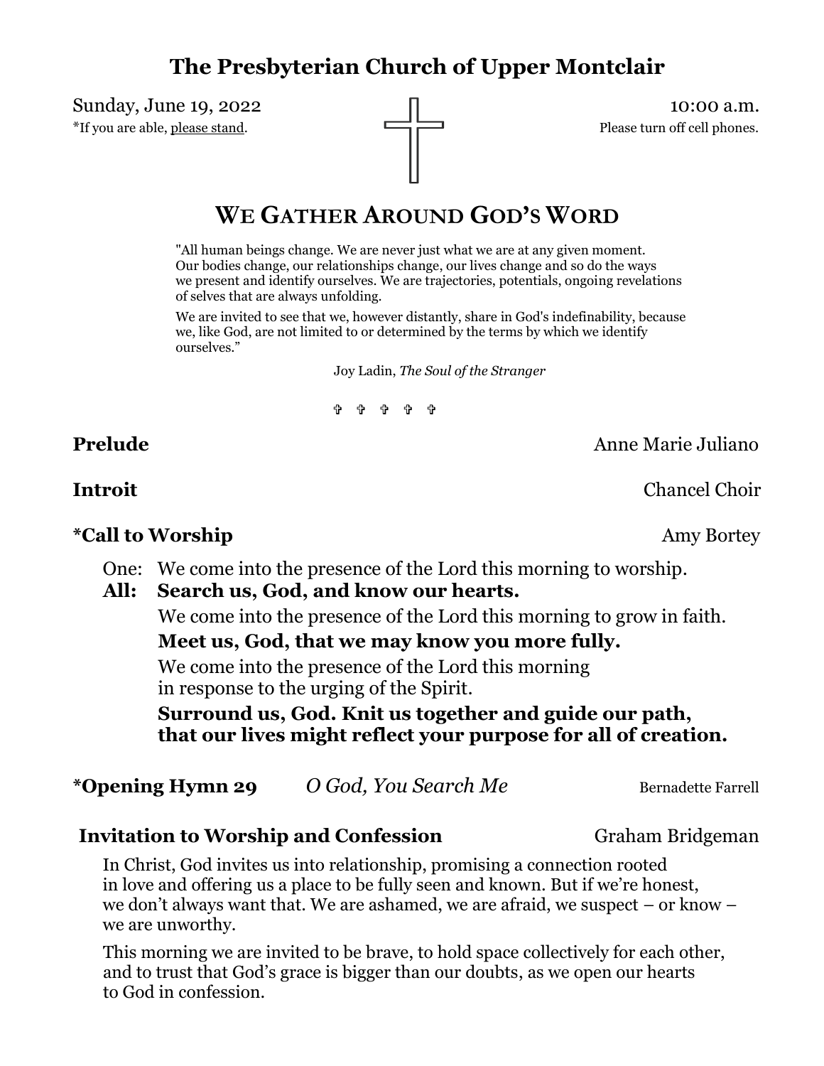# The Presbyterian Church of Upper Montclair

Sunday, June 19, 2022 10:00 a.m.

*If you are able, please stand. Please turn off cell phones.

## WE GATHER AROUND GOD'S WORD

"All human beings change. We are never just what we are at any given moment. Our bodies change, our relationships change, our lives change and so do the ways we present and identify ourselves. We are trajectories, potentials, ongoing revelations of selves that are always unfolding.

We are invited to see that we, however distantly, share in God's indefinability, because we, like God, are not limited to or determined by the terms by which we identify ourselves."

Joy Ladin, *The Soul of the Stranger*

✞ ✞ ✞ ✞ ✞

**Prelude** Anne Marie Juliano

**Introit** Chancel Choir

**\*Call to Worship** Amy Bortey

One: We come into the presence of the Lord this morning to worship.

**All: Search us, God, and know our hearts.**

We come into the presence of the Lord this morning to grow in faith.

**Meet us, God, that we may know you more fully.**

We come into the presence of the Lord this morning in response to the urging of the Spirit.

**Surround us, God. Knit us together and guide our path, that our lives might reflect your purpose for all of creation.**

**\*Opening Hymn 29** *O God, You Search Me* Bernadette Farrell

**Invitation to Worship and Confession** Graham Bridgeman

In Christ, God invites us into relationship, promising a connection rooted in love and offering us a place to be fully seen and known. But if we're honest, we don't always want that. We are ashamed, we are afraid, we suspect – or know – we are unworthy.

This morning we are invited to be brave, to hold space collectively for each other, and to trust that God's grace is bigger than our doubts, as we open our hearts to God in confession.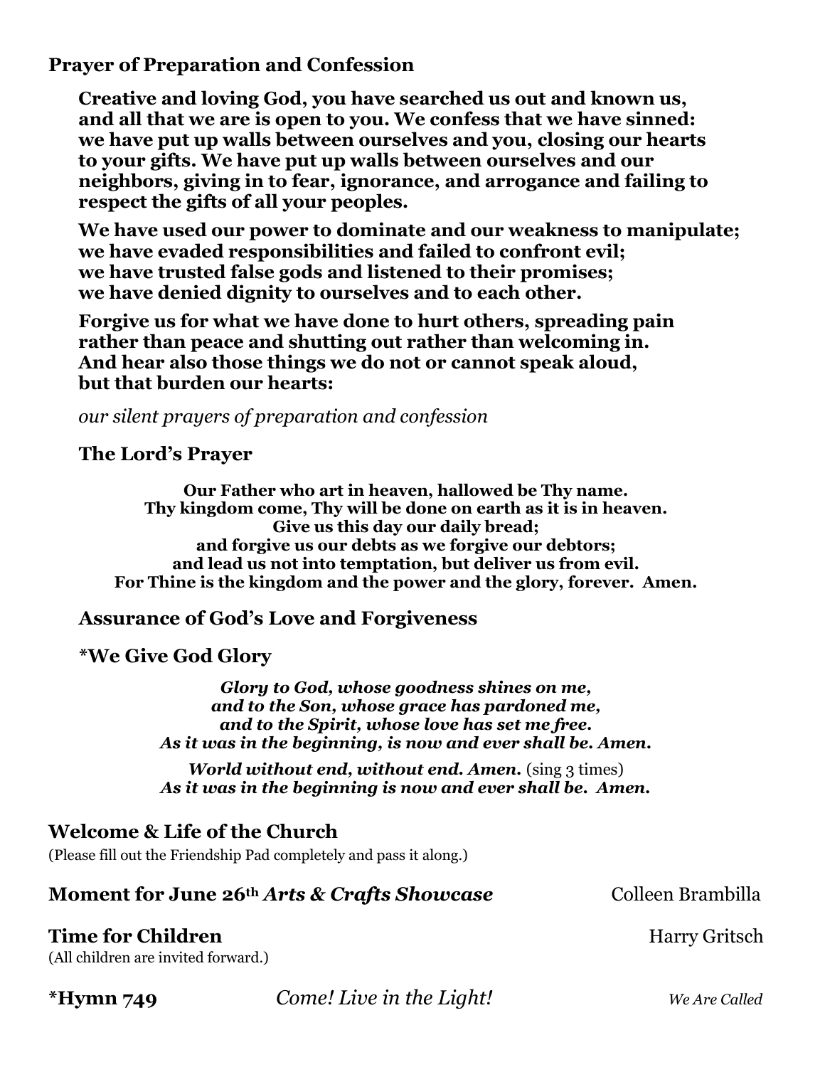### Prayer of Preparation and Confession

**Creative and loving God, you have searched us out and known us, and all that we are is open to you. We confess that we have sinned: we have put up walls between ourselves and you, closing our hearts to your gifts. We have put up walls between ourselves and our neighbors, giving in to fear, ignorance, and arrogance and failing to respect the gifts of all your peoples.**

**We have used our power to dominate and our weakness to manipulate;**
**we have evaded responsibilities and failed to confront evil;**
**we have trusted false gods and listened to their promises;**
**we have denied dignity to ourselves and to each other.**

**Forgive us for what we have done to hurt others, spreading pain rather than peace and shutting out rather than welcoming in.**
**And hear also those things we do not or cannot speak aloud,**
**but that burden our hearts:**

*our silent prayers of preparation and confession*

#### The Lord's Prayer

**Our Father who art in heaven, hallowed be Thy name.**
**Thy kingdom come, Thy will be done on earth as it is in heaven.**
**Give us this day our daily bread;**
**and forgive us our debts as we forgive our debtors;**
**and lead us not into temptation, but deliver us from evil.**
**For Thine is the kingdom and the power and the glory, forever. Amen.**

#### Assurance of God's Love and Forgiveness

#### *We Give God Glory

***Glory to God, whose goodness shines on me,***
***and to the Son, whose grace has pardoned me,***
***and to the Spirit, whose love has set me free.***
***As it was in the beginning, is now and ever shall be. Amen.***

***World without end, without end. Amen.*** (sing 3 times)
***As it was in the beginning is now and ever shall be. Amen.***

### Welcome & Life of the Church

(Please fill out the Friendship Pad completely and pass it along.)

**Moment for June 26th *Arts & Crafts Showcase*** — Colleen Brambilla

**Time for Children** — Harry Gritsch

(All children are invited forward.)

**\*Hymn 749** — *Come! Live in the Light!* — *We Are Called*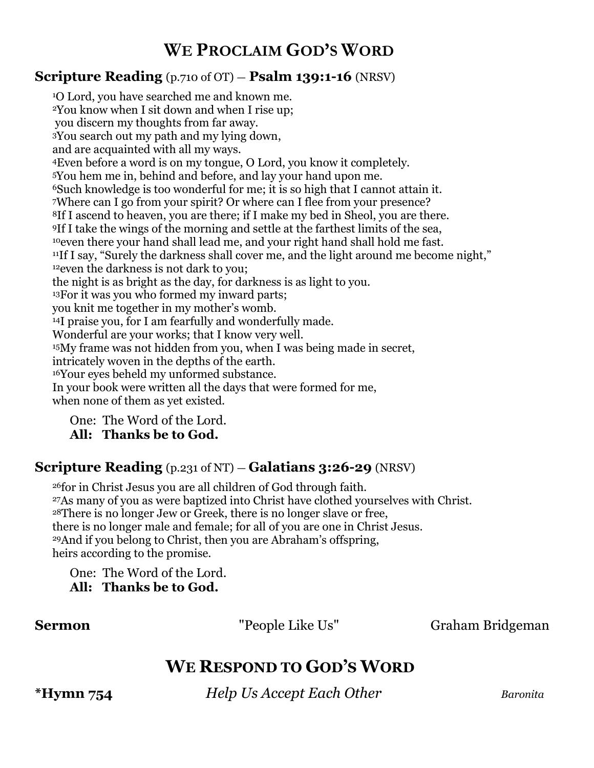# We Proclaim God's Word

**Scripture Reading** (p.710 of OT) – **Psalm 139:1-16** (NRSV)

[1]O Lord, you have searched me and known me.
[2]You know when I sit down and when I rise up;
you discern my thoughts from far away.
[3]You search out my path and my lying down,
and are acquainted with all my ways.
[4]Even before a word is on my tongue, O Lord, you know it completely.
[5]You hem me in, behind and before, and lay your hand upon me.
[6]Such knowledge is too wonderful for me; it is so high that I cannot attain it.
[7]Where can I go from your spirit? Or where can I flee from your presence?
[8]If I ascend to heaven, you are there; if I make my bed in Sheol, you are there.
[9]If I take the wings of the morning and settle at the farthest limits of the sea,
[10]even there your hand shall lead me, and your right hand shall hold me fast.
[11]If I say, "Surely the darkness shall cover me, and the light around me become night,"
[12]even the darkness is not dark to you;
the night is as bright as the day, for darkness is as light to you.
[13]For it was you who formed my inward parts;
you knit me together in my mother's womb.
[14]I praise you, for I am fearfully and wonderfully made.
Wonderful are your works; that I know very well.
[15]My frame was not hidden from you, when I was being made in secret,
intricately woven in the depths of the earth.
[16]Your eyes beheld my unformed substance.
In your book were written all the days that were formed for me,
when none of them as yet existed.

One: The Word of the Lord.
**All: Thanks be to God.**

**Scripture Reading** (p.231 of NT) – **Galatians 3:26-29** (NRSV)

[26]for in Christ Jesus you are all children of God through faith.
[27]As many of you as were baptized into Christ have clothed yourselves with Christ.
[28]There is no longer Jew or Greek, there is no longer slave or free,
there is no longer male and female; for all of you are one in Christ Jesus.
[29]And if you belong to Christ, then you are Abraham's offspring,
heirs according to the promise.

One: The Word of the Lord.
**All: Thanks be to God.**

**Sermon** "People Like Us" Graham Bridgeman

# We Respond to God's Word

**\*Hymn 754** *Help Us Accept Each Other* *Baronita*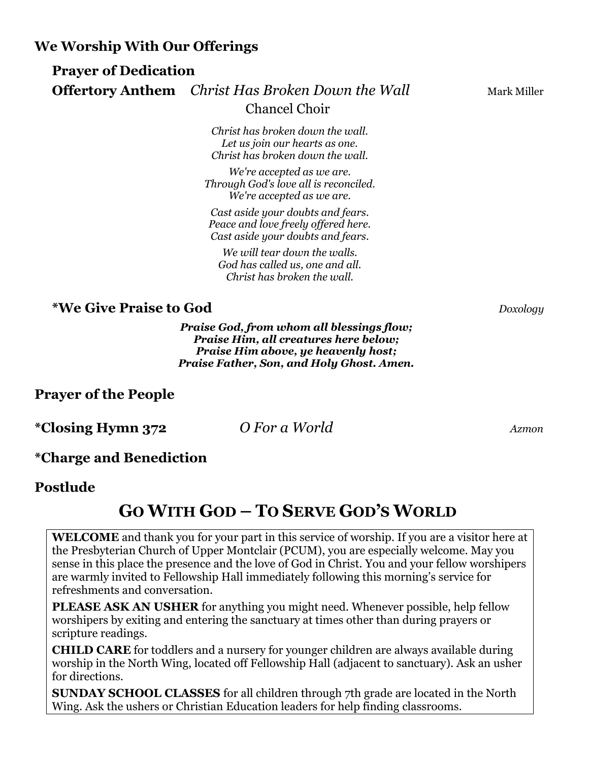## We Worship With Our Offerings

**Prayer of Dedication**

**Offertory Anthem** *Christ Has Broken Down the Wall* Mark Miller

Chancel Choir

*Christ has broken down the wall.*
*Let us join our hearts as one.*
*Christ has broken down the wall.*

*We're accepted as we are.*
*Through God's love all is reconciled.*
*We're accepted as we are.*

*Cast aside your doubts and fears.*
*Peace and love freely offered here.*
*Cast aside your doubts and fears.*

*We will tear down the walls.*
*God has called us, one and all.*
*Christ has broken the wall.*

**\*We Give Praise to God** *Doxology*

***Praise God, from whom all blessings flow;***
***Praise Him, all creatures here below;***
***Praise Him above, ye heavenly host;***
***Praise Father, Son, and Holy Ghost. Amen.***

## Prayer of the People

## *Closing Hymn 372 *O For a World* *Azmon*

## *Charge and Benediction

## Postlude

# GO WITH GOD – TO SERVE GOD'S WORLD

**WELCOME** and thank you for your part in this service of worship. If you are a visitor here at the Presbyterian Church of Upper Montclair (PCUM), you are especially welcome. May you sense in this place the presence and the love of God in Christ. You and your fellow worshipers are warmly invited to Fellowship Hall immediately following this morning's service for refreshments and conversation.

**PLEASE ASK AN USHER** for anything you might need. Whenever possible, help fellow worshipers by exiting and entering the sanctuary at times other than during prayers or scripture readings.

**CHILD CARE** for toddlers and a nursery for younger children are always available during worship in the North Wing, located off Fellowship Hall (adjacent to sanctuary). Ask an usher for directions.

**SUNDAY SCHOOL CLASSES** for all children through 7th grade are located in the North Wing. Ask the ushers or Christian Education leaders for help finding classrooms.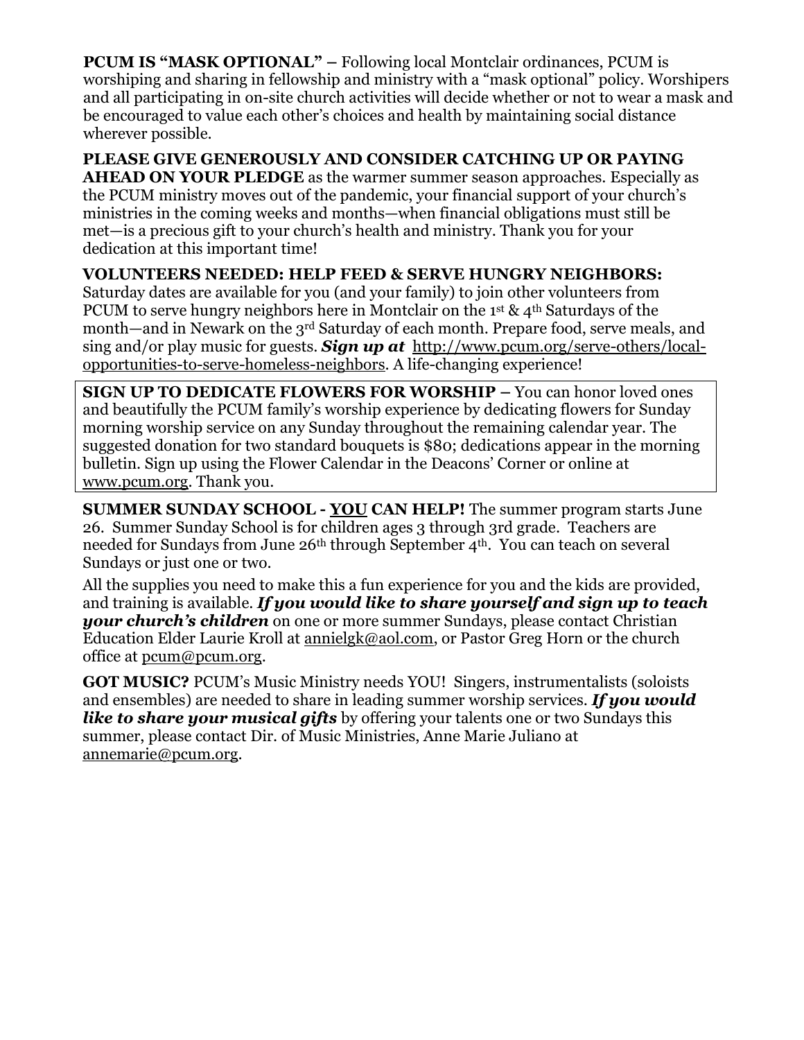**PCUM IS "MASK OPTIONAL" –** Following local Montclair ordinances, PCUM is worshiping and sharing in fellowship and ministry with a "mask optional" policy. Worshipers and all participating in on-site church activities will decide whether or not to wear a mask and be encouraged to value each other's choices and health by maintaining social distance wherever possible.

**PLEASE GIVE GENEROUSLY AND CONSIDER CATCHING UP OR PAYING AHEAD ON YOUR PLEDGE** as the warmer summer season approaches. Especially as the PCUM ministry moves out of the pandemic, your financial support of your church's ministries in the coming weeks and months—when financial obligations must still be met—is a precious gift to your church's health and ministry. Thank you for your dedication at this important time!

**VOLUNTEERS NEEDED: HELP FEED & SERVE HUNGRY NEIGHBORS:** Saturday dates are available for you (and your family) to join other volunteers from PCUM to serve hungry neighbors here in Montclair on the 1st & 4th Saturdays of the month—and in Newark on the 3rd Saturday of each month. Prepare food, serve meals, and sing and/or play music for guests. ***Sign up at*** http://www.pcum.org/serve-others/local-opportunities-to-serve-homeless-neighbors. A life-changing experience!

**SIGN UP TO DEDICATE FLOWERS FOR WORSHIP –** You can honor loved ones and beautifully the PCUM family's worship experience by dedicating flowers for Sunday morning worship service on any Sunday throughout the remaining calendar year. The suggested donation for two standard bouquets is $80; dedications appear in the morning bulletin. Sign up using the Flower Calendar in the Deacons' Corner or online at www.pcum.org. Thank you.

**SUMMER SUNDAY SCHOOL - YOU CAN HELP!** The summer program starts June 26. Summer Sunday School is for children ages 3 through 3rd grade. Teachers are needed for Sundays from June 26th through September 4th. You can teach on several Sundays or just one or two.

All the supplies you need to make this a fun experience for you and the kids are provided, and training is available. ***If you would like to share yourself and sign up to teach your church's children*** on one or more summer Sundays, please contact Christian Education Elder Laurie Kroll at annielgk@aol.com, or Pastor Greg Horn or the church office at pcum@pcum.org.

**GOT MUSIC?** PCUM's Music Ministry needs YOU! Singers, instrumentalists (soloists and ensembles) are needed to share in leading summer worship services. ***If you would like to share your musical gifts*** by offering your talents one or two Sundays this summer, please contact Dir. of Music Ministries, Anne Marie Juliano at annemarie@pcum.org.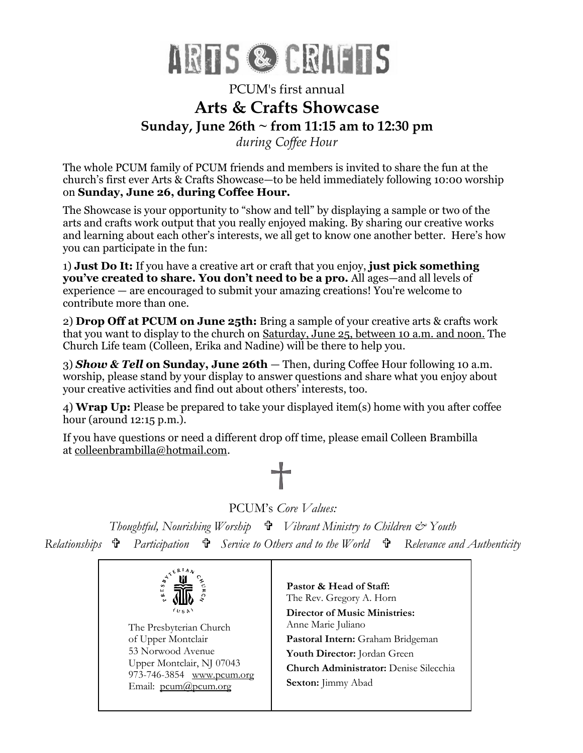# ARTS & CRAFTS

PCUM's first annual

## Arts & Crafts Showcase

### Sunday, June 26th ~ from 11:15 am to 12:30 pm

*during Coffee Hour*

The whole PCUM family of PCUM friends and members is invited to share the fun at the church's first ever Arts & Crafts Showcase—to be held immediately following 10:00 worship on **Sunday, June 26, during Coffee Hour.**

The Showcase is your opportunity to "show and tell" by displaying a sample or two of the arts and crafts work output that you really enjoyed making. By sharing our creative works and learning about each other's interests, we all get to know one another better. Here's how you can participate in the fun:

1) **Just Do It:** If you have a creative art or craft that you enjoy, **just pick something you've created to share. You don't need to be a pro.** All ages—and all levels of experience — are encouraged to submit your amazing creations! You're welcome to contribute more than one.

2) **Drop Off at PCUM on June 25th:** Bring a sample of your creative arts & crafts work that you want to display to the church on Saturday, June 25, between 10 a.m. and noon. The Church Life team (Colleen, Erika and Nadine) will be there to help you.

3) ***Show & Tell*** **on Sunday, June 26th** — Then, during Coffee Hour following 10 a.m. worship, please stand by your display to answer questions and share what you enjoy about your creative activities and find out about others' interests, too.

4) **Wrap Up:** Please be prepared to take your displayed item(s) home with you after coffee hour (around 12:15 p.m.).

If you have questions or need a different drop off time, please email Colleen Brambilla at colleenbrambilla@hotmail.com.

PCUM's *Core Values:*

*Thoughtful, Nourishing Worship* ✞ *Vibrant Ministry to Children & Youth*

*Relationships* ✞ *Participation* ✞ *Service to Others and to the World* ✞ *Relevance and Authenticity*

The Presbyterian Church of Upper Montclair
53 Norwood Avenue
Upper Montclair, NJ 07043
973-746-3854 www.pcum.org
Email: pcum@pcum.org

**Pastor & Head of Staff:** The Rev. Gregory A. Horn

**Director of Music Ministries:** Anne Marie Juliano

**Pastoral Intern:** Graham Bridgeman

**Youth Director:** Jordan Green

**Church Administrator:** Denise Silecchia

**Sexton:** Jimmy Abad